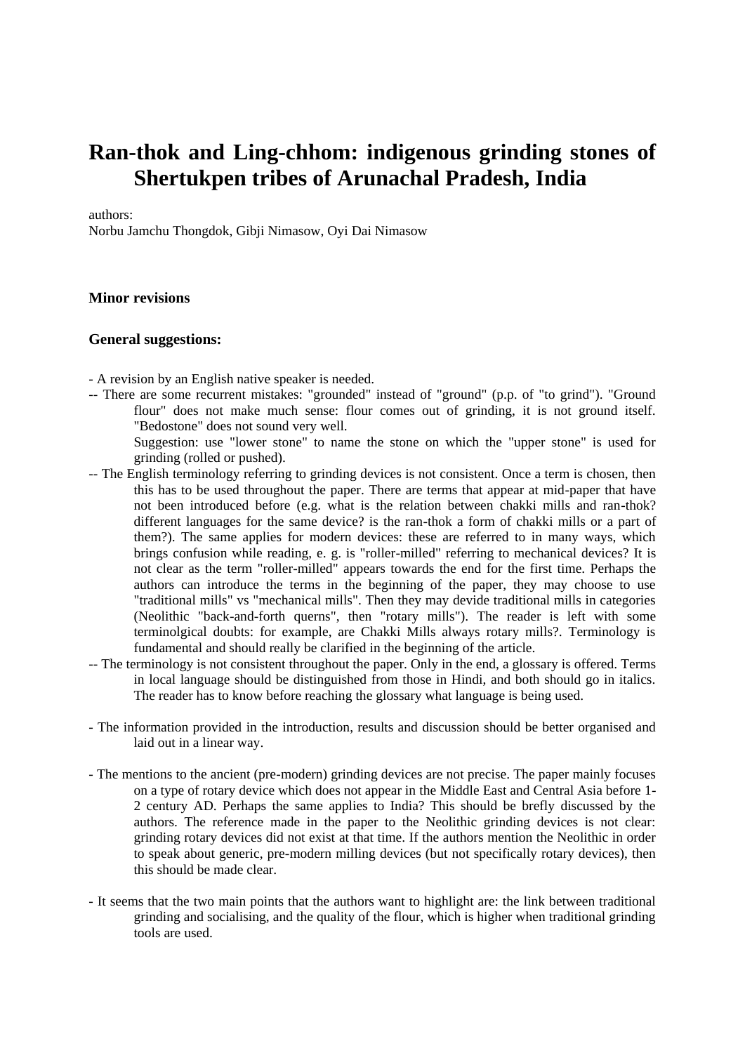# Ran-thok and Ling-chhom: indigenous grinding stones of Shertukpen tribes of Arunachal Pradesh, India

authors:
Norbu Jamchu Thongdok, Gibji Nimasow, Oyi Dai Nimasow

### Minor revisions

### General suggestions:

- A revision by an English native speaker is needed.
-- There are some recurrent mistakes: "grounded" instead of "ground" (p.p. of "to grind"). "Ground flour" does not make much sense: flour comes out of grinding, it is not ground itself. "Bedostone" does not sound very well.
  Suggestion: use "lower stone" to name the stone on which the "upper stone" is used for grinding (rolled or pushed).
-- The English terminology referring to grinding devices is not consistent. Once a term is chosen, then this has to be used throughout the paper. There are terms that appear at mid-paper that have not been introduced before (e.g. what is the relation between chakki mills and ran-thok? different languages for the same device? is the ran-thok a form of chakki mills or a part of them?). The same applies for modern devices: these are referred to in many ways, which brings confusion while reading, e. g. is "roller-milled" referring to mechanical devices? It is not clear as the term "roller-milled" appears towards the end for the first time. Perhaps the authors can introduce the terms in the beginning of the paper, they may choose to use "traditional mills" vs "mechanical mills". Then they may devide traditional mills in categories (Neolithic "back-and-forth querns", then "rotary mills"). The reader is left with some terminolgical doubts: for example, are Chakki Mills always rotary mills?. Terminology is fundamental and should really be clarified in the beginning of the article.
-- The terminology is not consistent throughout the paper. Only in the end, a glossary is offered. Terms in local language should be distinguished from those in Hindi, and both should go in italics. The reader has to know before reaching the glossary what language is being used.

- The information provided in the introduction, results and discussion should be better organised and laid out in a linear way.

- The mentions to the ancient (pre-modern) grinding devices are not precise. The paper mainly focuses on a type of rotary device which does not appear in the Middle East and Central Asia before 1-2 century AD. Perhaps the same applies to India? This should be brefly discussed by the authors. The reference made in the paper to the Neolithic grinding devices is not clear: grinding rotary devices did not exist at that time. If the authors mention the Neolithic in order to speak about generic, pre-modern milling devices (but not specifically rotary devices), then this should be made clear.

- It seems that the two main points that the authors want to highlight are: the link between traditional grinding and socialising, and the quality of the flour, which is higher when traditional grinding tools are used.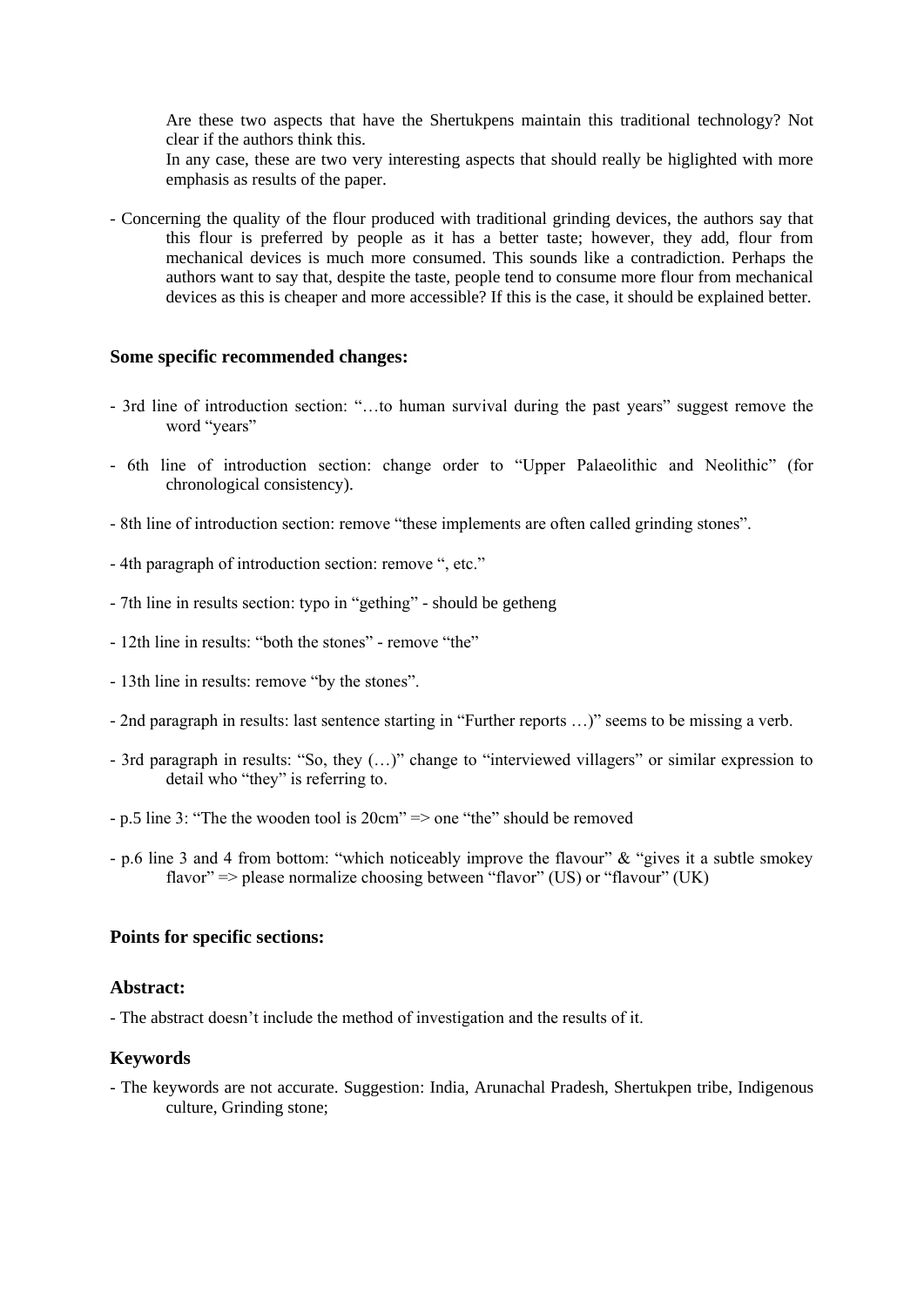Are these two aspects that have the Shertukpens maintain this traditional technology? Not clear if the authors think this.

In any case, these are two very interesting aspects that should really be higlighted with more emphasis as results of the paper.

- Concerning the quality of the flour produced with traditional grinding devices, the authors say that this flour is preferred by people as it has a better taste; however, they add, flour from mechanical devices is much more consumed. This sounds like a contradiction. Perhaps the authors want to say that, despite the taste, people tend to consume more flour from mechanical devices as this is cheaper and more accessible? If this is the case, it should be explained better.

### Some specific recommended changes:

- 3rd line of introduction section: "…to human survival during the past years" suggest remove the word "years"
- 6th line of introduction section: change order to "Upper Palaeolithic and Neolithic" (for chronological consistency).
- 8th line of introduction section: remove "these implements are often called grinding stones".
- 4th paragraph of introduction section: remove ", etc."
- 7th line in results section: typo in "gething" - should be getheng
- 12th line in results: "both the stones" - remove "the"
- 13th line in results: remove "by the stones".
- 2nd paragraph in results: last sentence starting in "Further reports …)" seems to be missing a verb.
- 3rd paragraph in results: "So, they (…)" change to "interviewed villagers" or similar expression to detail who "they" is referring to.
- p.5 line 3: "The the wooden tool is 20cm" => one "the" should be removed
- p.6 line 3 and 4 from bottom: "which noticeably improve the flavour" & "gives it a subtle smokey flavor" => please normalize choosing between "flavor" (US) or "flavour" (UK)

### Points for specific sections:

### Abstract:

- The abstract doesn't include the method of investigation and the results of it.

### Keywords

- The keywords are not accurate. Suggestion: India, Arunachal Pradesh, Shertukpen tribe, Indigenous culture, Grinding stone;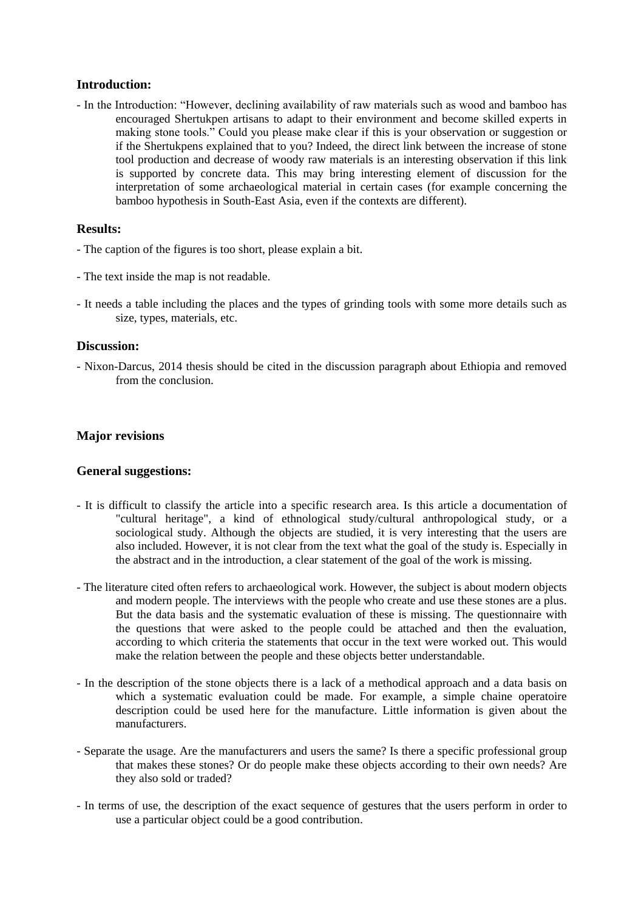### Introduction:

- In the Introduction: "However, declining availability of raw materials such as wood and bamboo has encouraged Shertukpen artisans to adapt to their environment and become skilled experts in making stone tools." Could you please make clear if this is your observation or suggestion or if the Shertukpens explained that to you? Indeed, the direct link between the increase of stone tool production and decrease of woody raw materials is an interesting observation if this link is supported by concrete data. This may bring interesting element of discussion for the interpretation of some archaeological material in certain cases (for example concerning the bamboo hypothesis in South-East Asia, even if the contexts are different).

### Results:

- The caption of the figures is too short, please explain a bit.

- The text inside the map is not readable.

- It needs a table including the places and the types of grinding tools with some more details such as size, types, materials, etc.

### Discussion:

- Nixon-Darcus, 2014 thesis should be cited in the discussion paragraph about Ethiopia and removed from the conclusion.

### Major revisions

### General suggestions:

- It is difficult to classify the article into a specific research area. Is this article a documentation of "cultural heritage", a kind of ethnological study/cultural anthropological study, or a sociological study. Although the objects are studied, it is very interesting that the users are also included. However, it is not clear from the text what the goal of the study is. Especially in the abstract and in the introduction, a clear statement of the goal of the work is missing.

- The literature cited often refers to archaeological work. However, the subject is about modern objects and modern people. The interviews with the people who create and use these stones are a plus. But the data basis and the systematic evaluation of these is missing. The questionnaire with the questions that were asked to the people could be attached and then the evaluation, according to which criteria the statements that occur in the text were worked out. This would make the relation between the people and these objects better understandable.

- In the description of the stone objects there is a lack of a methodical approach and a data basis on which a systematic evaluation could be made. For example, a simple chaine operatoire description could be used here for the manufacture. Little information is given about the manufacturers.

- Separate the usage. Are the manufacturers and users the same? Is there a specific professional group that makes these stones? Or do people make these objects according to their own needs? Are they also sold or traded?

- In terms of use, the description of the exact sequence of gestures that the users perform in order to use a particular object could be a good contribution.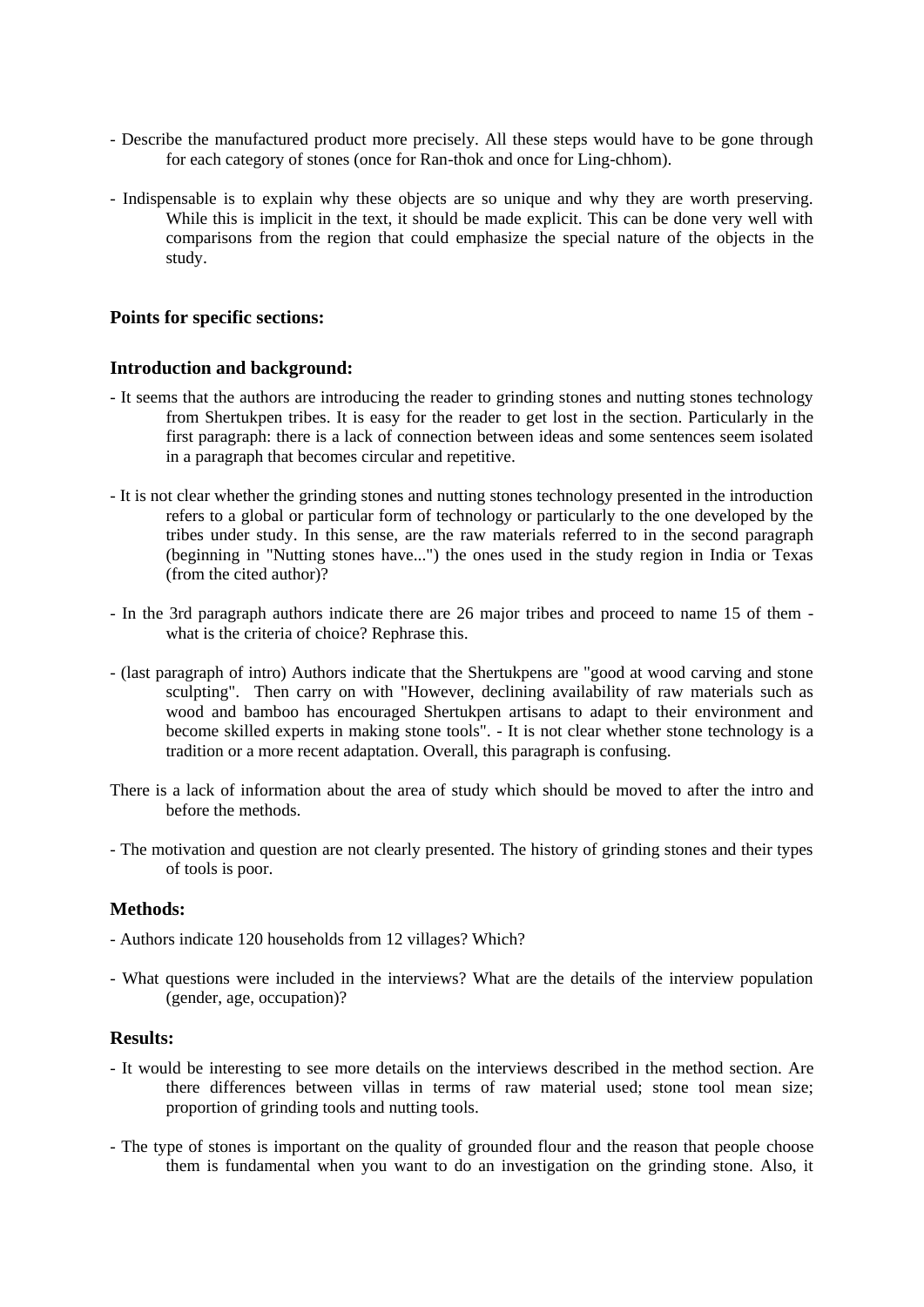- Describe the manufactured product more precisely. All these steps would have to be gone through for each category of stones (once for Ran-thok and once for Ling-chhom).

- Indispensable is to explain why these objects are so unique and why they are worth preserving. While this is implicit in the text, it should be made explicit. This can be done very well with comparisons from the region that could emphasize the special nature of the objects in the study.

### Points for specific sections:

### Introduction and background:

- It seems that the authors are introducing the reader to grinding stones and nutting stones technology from Shertukpen tribes. It is easy for the reader to get lost in the section. Particularly in the first paragraph: there is a lack of connection between ideas and some sentences seem isolated in a paragraph that becomes circular and repetitive.

- It is not clear whether the grinding stones and nutting stones technology presented in the introduction refers to a global or particular form of technology or particularly to the one developed by the tribes under study. In this sense, are the raw materials referred to in the second paragraph (beginning in "Nutting stones have...") the ones used in the study region in India or Texas (from the cited author)?

- In the 3rd paragraph authors indicate there are 26 major tribes and proceed to name 15 of them - what is the criteria of choice? Rephrase this.

- (last paragraph of intro) Authors indicate that the Shertukpens are "good at wood carving and stone sculpting". Then carry on with "However, declining availability of raw materials such as wood and bamboo has encouraged Shertukpen artisans to adapt to their environment and become skilled experts in making stone tools". - It is not clear whether stone technology is a tradition or a more recent adaptation. Overall, this paragraph is confusing.

There is a lack of information about the area of study which should be moved to after the intro and before the methods.

- The motivation and question are not clearly presented. The history of grinding stones and their types of tools is poor.

### Methods:

- Authors indicate 120 households from 12 villages? Which?

- What questions were included in the interviews? What are the details of the interview population (gender, age, occupation)?

### Results:

- It would be interesting to see more details on the interviews described in the method section. Are there differences between villas in terms of raw material used; stone tool mean size; proportion of grinding tools and nutting tools.

- The type of stones is important on the quality of grounded flour and the reason that people choose them is fundamental when you want to do an investigation on the grinding stone. Also, it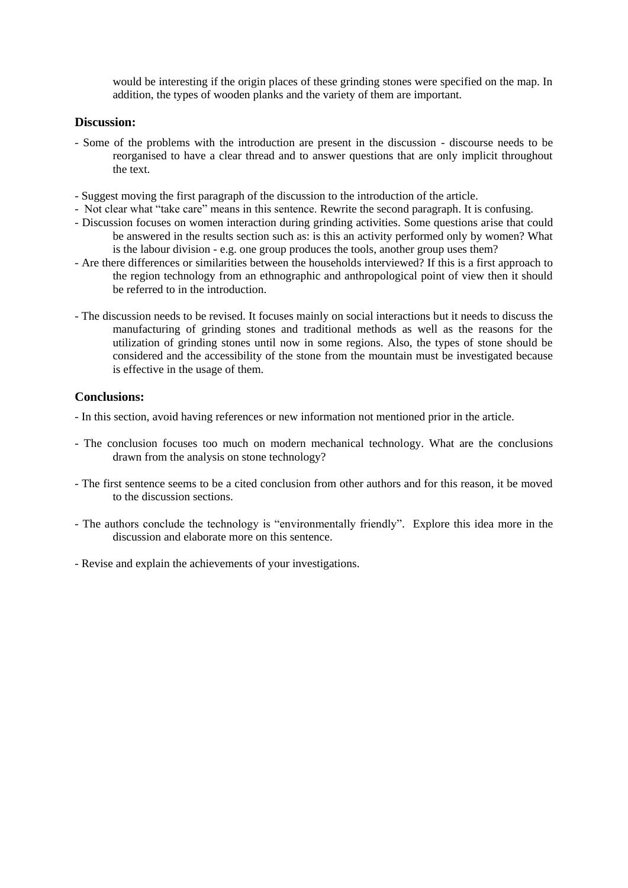would be interesting if the origin places of these grinding stones were specified on the map. In addition, the types of wooden planks and the variety of them are important.

**Discussion:**

- Some of the problems with the introduction are present in the discussion - discourse needs to be reorganised to have a clear thread and to answer questions that are only implicit throughout the text.

- Suggest moving the first paragraph of the discussion to the introduction of the article.
- Not clear what "take care" means in this sentence. Rewrite the second paragraph. It is confusing.
- Discussion focuses on women interaction during grinding activities. Some questions arise that could be answered in the results section such as: is this an activity performed only by women? What is the labour division - e.g. one group produces the tools, another group uses them?
- Are there differences or similarities between the households interviewed? If this is a first approach to the region technology from an ethnographic and anthropological point of view then it should be referred to in the introduction.

- The discussion needs to be revised. It focuses mainly on social interactions but it needs to discuss the manufacturing of grinding stones and traditional methods as well as the reasons for the utilization of grinding stones until now in some regions. Also, the types of stone should be considered and the accessibility of the stone from the mountain must be investigated because is effective in the usage of them.

**Conclusions:**

- In this section, avoid having references or new information not mentioned prior in the article.

- The conclusion focuses too much on modern mechanical technology. What are the conclusions drawn from the analysis on stone technology?

- The first sentence seems to be a cited conclusion from other authors and for this reason, it be moved to the discussion sections.

- The authors conclude the technology is "environmentally friendly". Explore this idea more in the discussion and elaborate more on this sentence.

- Revise and explain the achievements of your investigations.